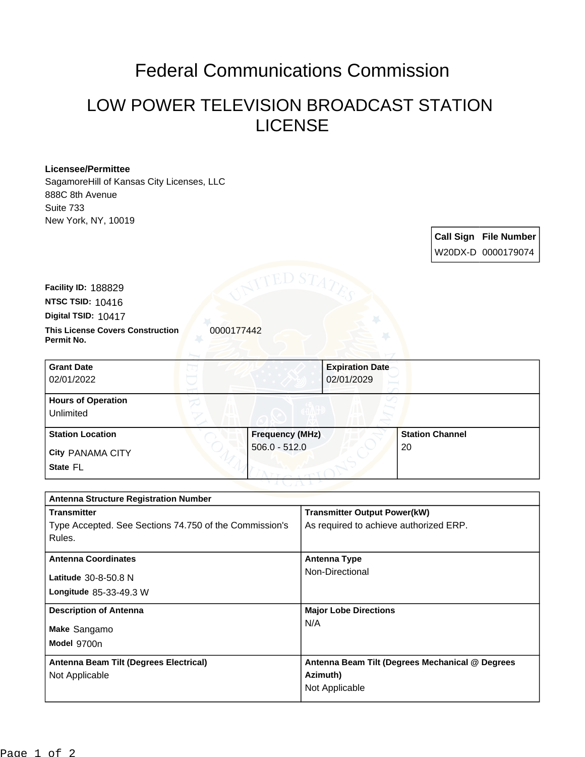# Federal Communications Commission

## LOW POWER TELEVISION BROADCAST STATION LICENSE

**Licensee/Permittee**
SagamoreHill of Kansas City Licenses, LLC
888C 8th Avenue
Suite 733
New York, NY, 10019

| Call Sign | File Number |
| --- | --- |
| W20DX-D | 0000179074 |

**Facility ID:** 188829
**NTSC TSID:** 10416
**Digital TSID:** 10417
**This License Covers Construction Permit No.** 0000177442

| Grant Date | Expiration Date |
| --- | --- |
| 02/01/2022 | 02/01/2029 |

| Hours of Operation |
| --- |
| Unlimited |

| Station Location | Frequency (MHz) | Station Channel |
| --- | --- | --- |
| City PANAMA CITY<br>State FL | 506.0 - 512.0 | 20 |

| Antenna Structure Registration Number | |
| --- | --- |
| **Transmitter**<br>Type Accepted. See Sections 74.750 of the Commission's Rules. | **Transmitter Output Power(kW)**<br>As required to achieve authorized ERP. |
| **Antenna Coordinates**<br>Latitude 30-8-50.8 N<br>Longitude 85-33-49.3 W | **Antenna Type**<br>Non-Directional |
| **Description of Antenna**<br>Make Sangamo<br>Model 9700n | **Major Lobe Directions**<br>N/A |
| **Antenna Beam Tilt (Degrees Electrical)**<br>Not Applicable | **Antenna Beam Tilt (Degrees Mechanical @ Degrees Azimuth)**<br>Not Applicable |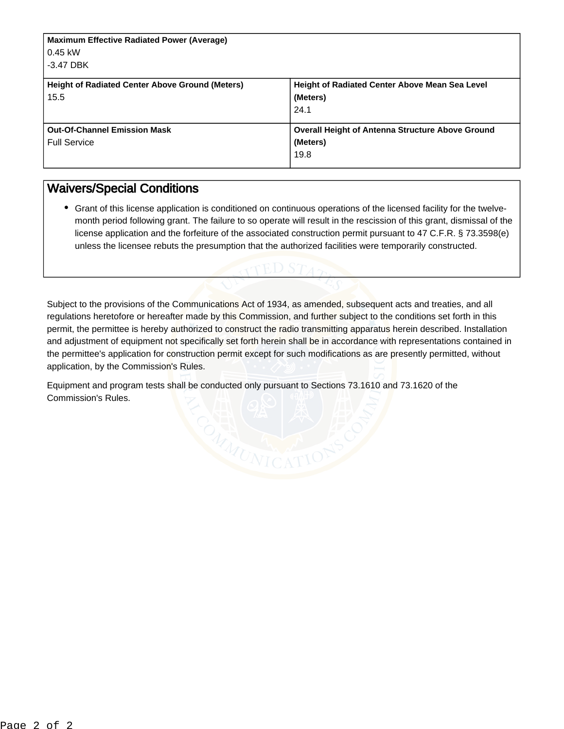| Maximum Effective Radiated Power (Average) | |
| --- | --- |
| 0.45 kW<br>-3.47 DBK | |
| **Height of Radiated Center Above Ground (Meters)**<br>15.5 | **Height of Radiated Center Above Mean Sea Level (Meters)**<br>24.1 |
| **Out-Of-Channel Emission Mask**<br>Full Service | **Overall Height of Antenna Structure Above Ground (Meters)**<br>19.8 |

## Waivers/Special Conditions

- Grant of this license application is conditioned on continuous operations of the licensed facility for the twelve-month period following grant. The failure to so operate will result in the rescission of this grant, dismissal of the license application and the forfeiture of the associated construction permit pursuant to 47 C.F.R. § 73.3598(e) unless the licensee rebuts the presumption that the authorized facilities were temporarily constructed.

Subject to the provisions of the Communications Act of 1934, as amended, subsequent acts and treaties, and all regulations heretofore or hereafter made by this Commission, and further subject to the conditions set forth in this permit, the permittee is hereby authorized to construct the radio transmitting apparatus herein described. Installation and adjustment of equipment not specifically set forth herein shall be in accordance with representations contained in the permittee's application for construction permit except for such modifications as are presently permitted, without application, by the Commission's Rules.

Equipment and program tests shall be conducted only pursuant to Sections 73.1610 and 73.1620 of the Commission's Rules.